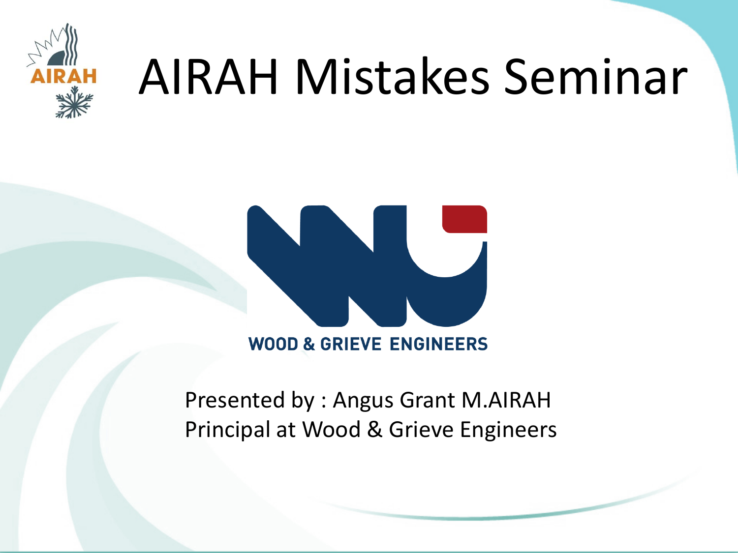# AIRAH Mistakes Seminar

WOOD & GRIEVE ENGINEERS

Presented by : Angus Grant M.AIRAH
Principal at Wood & Grieve Engineers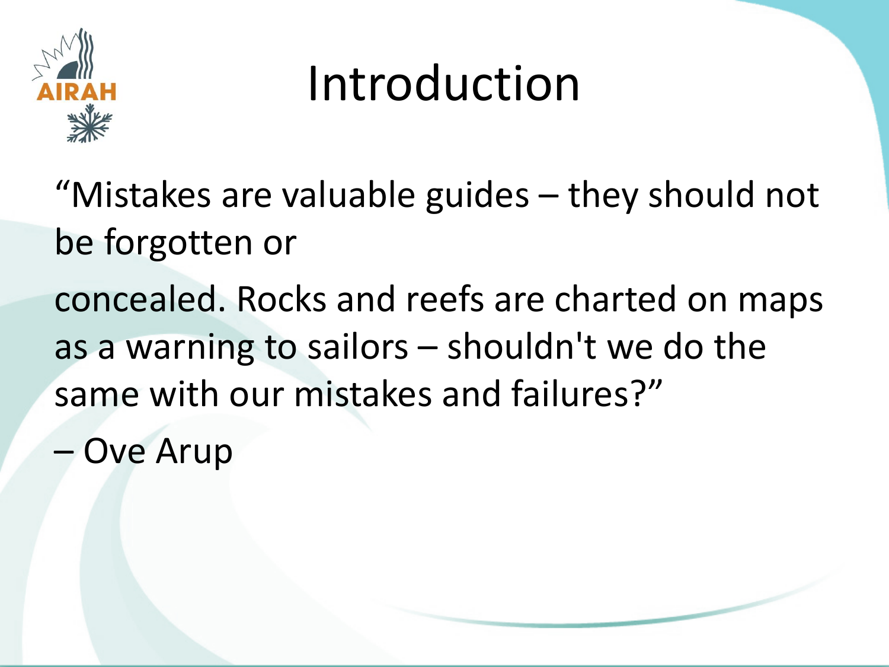# Introduction

"Mistakes are valuable guides – they should not be forgotten or

concealed. Rocks and reefs are charted on maps as a warning to sailors – shouldn't we do the same with our mistakes and failures?"

– Ove Arup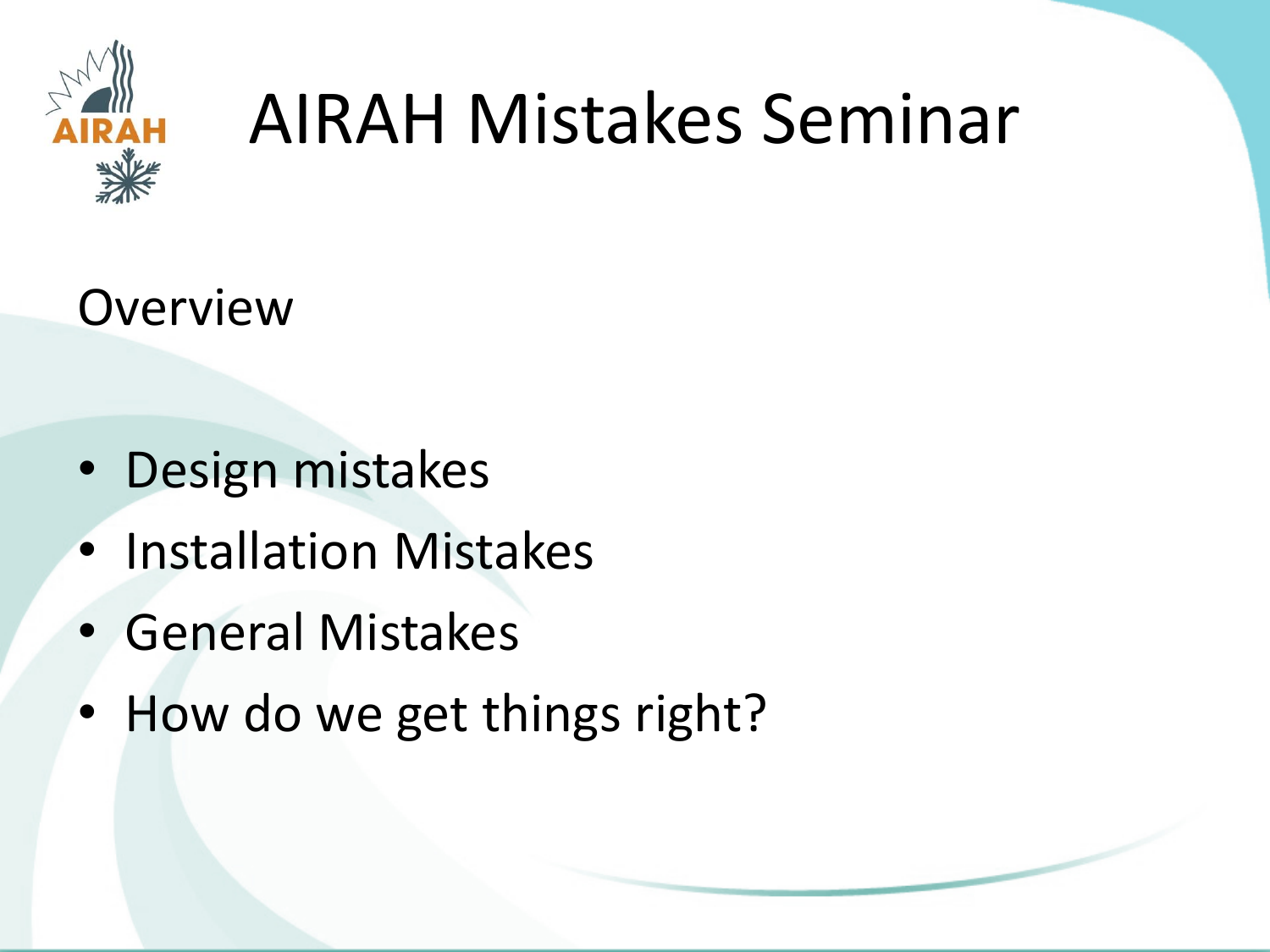# AIRAH Mistakes Seminar

## Overview

- Design mistakes
- Installation Mistakes
- General Mistakes
- How do we get things right?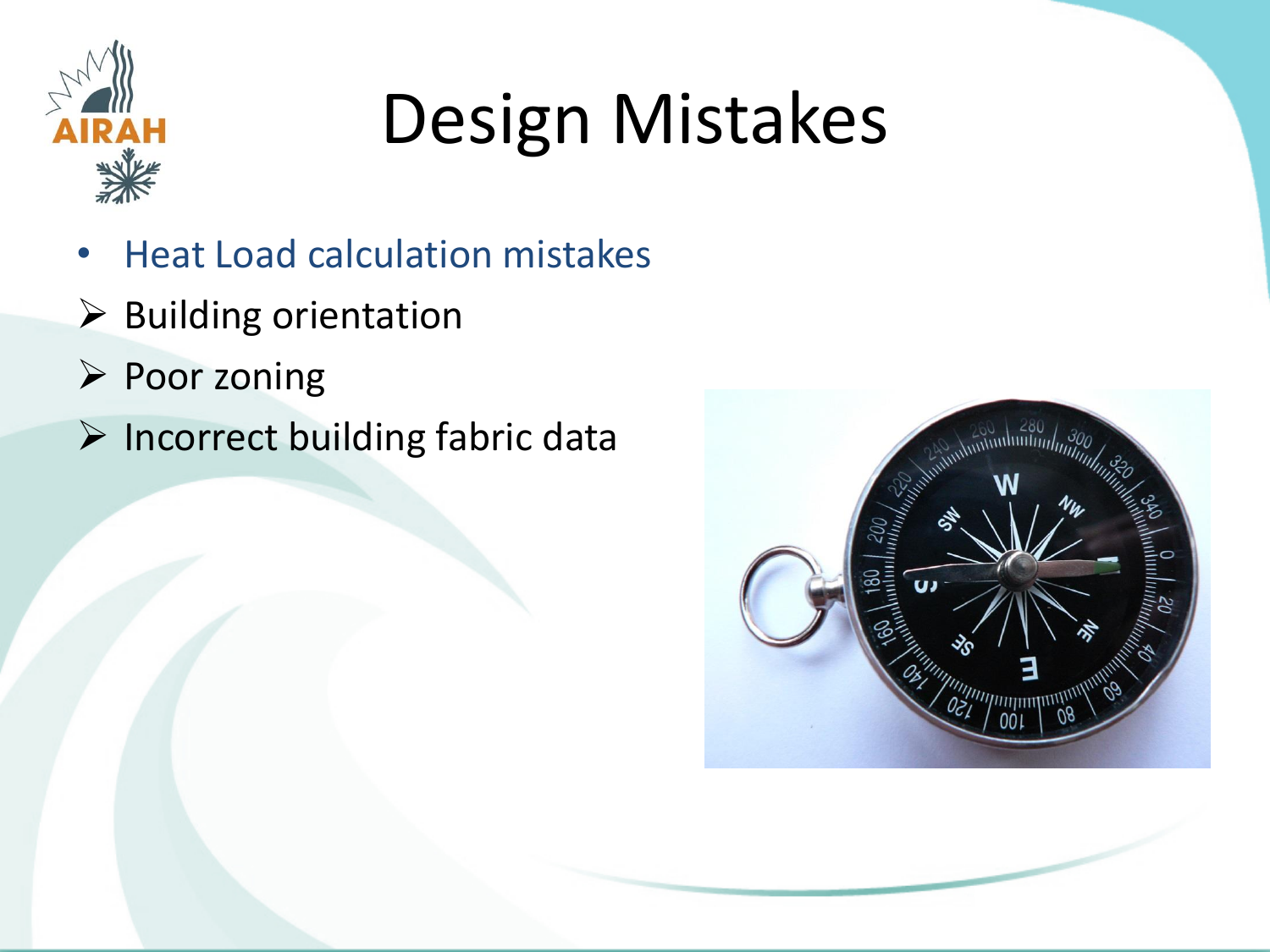# Design Mistakes

- Heat Load calculation mistakes
  - Building orientation
  - Poor zoning
  - Incorrect building fabric data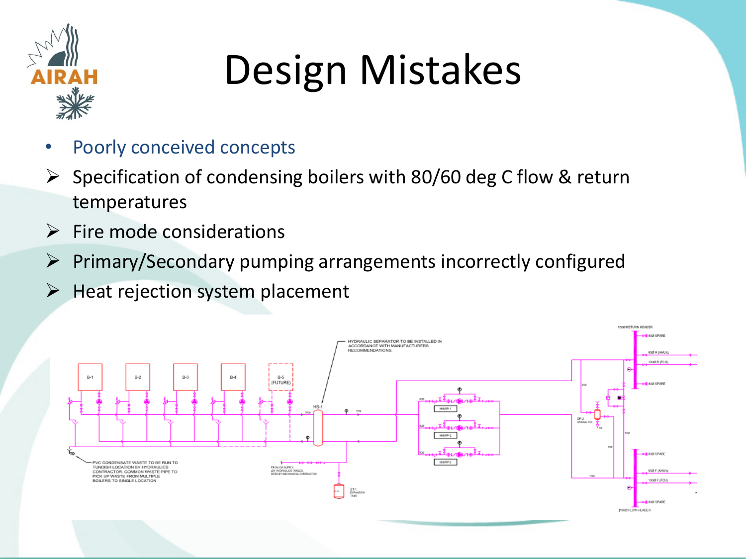# Design Mistakes

- Poorly conceived concepts
  - Specification of condensing boilers with 80/60 deg C flow & return temperatures
  - Fire mode considerations
  - Primary/Secondary pumping arrangements incorrectly configured
  - Heat rejection system placement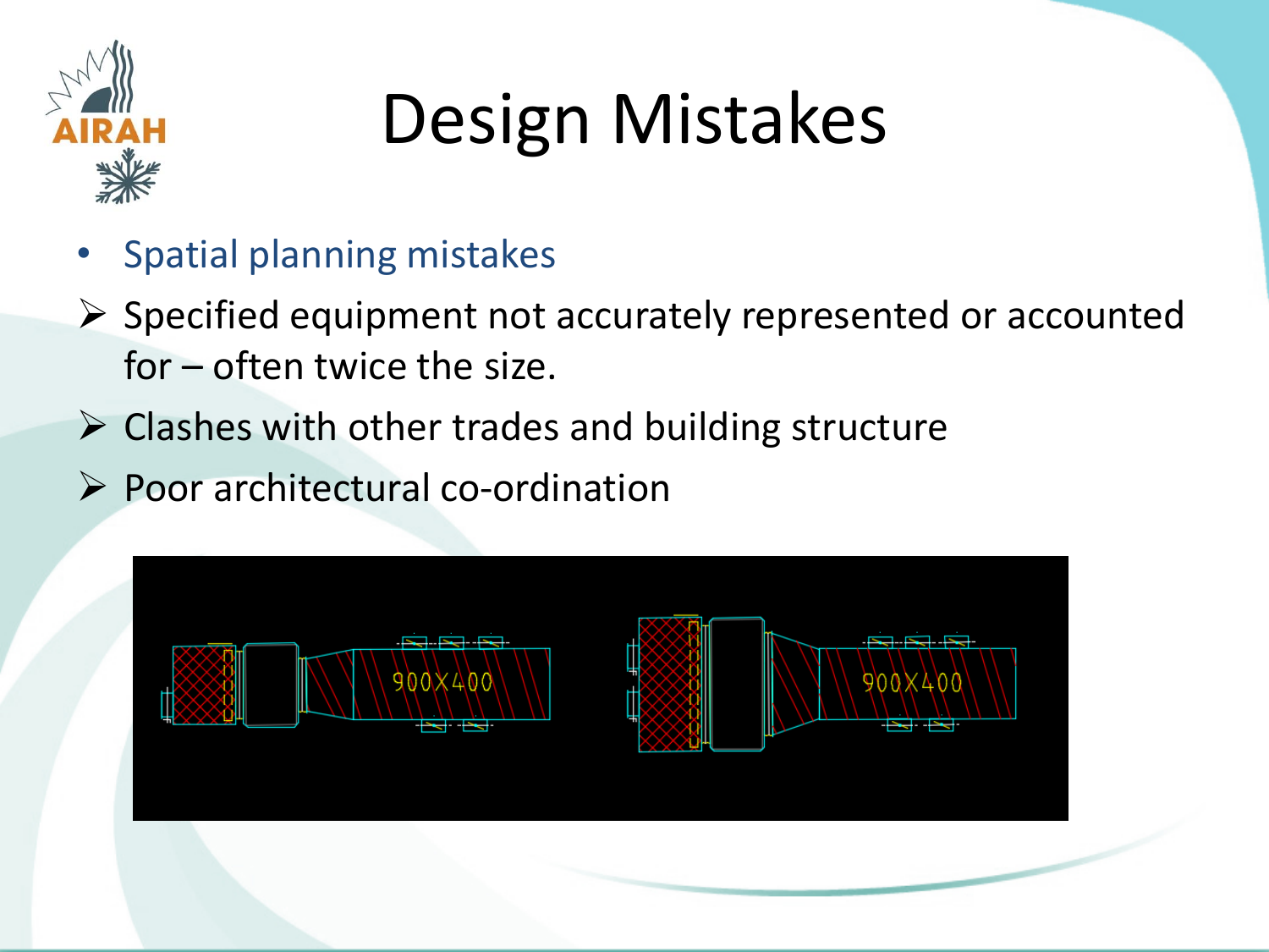# Design Mistakes

- Spatial planning mistakes
  - Specified equipment not accurately represented or accounted for – often twice the size.
  - Clashes with other trades and building structure
  - Poor architectural co-ordination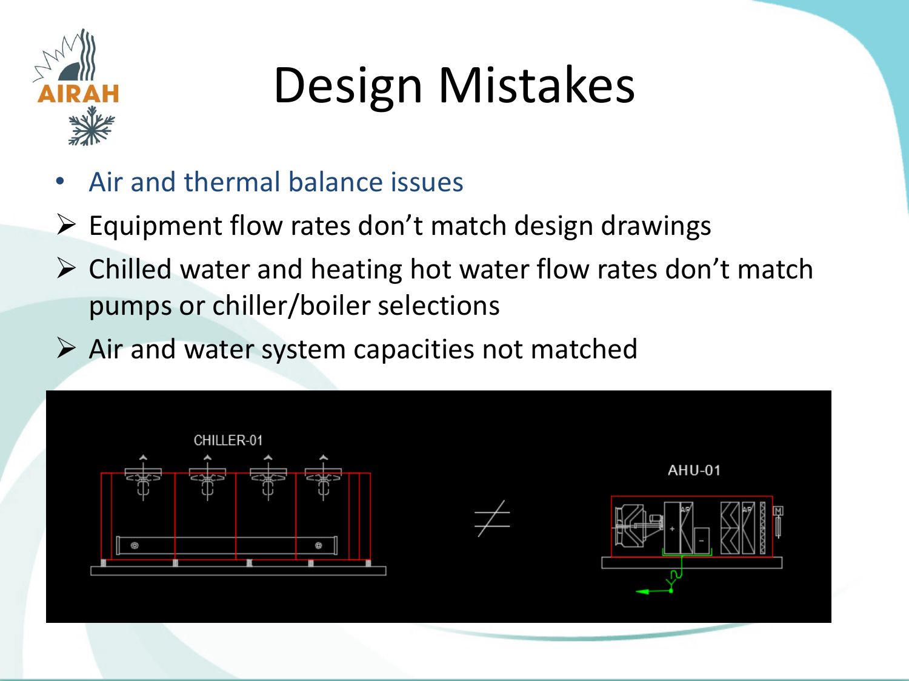# Design Mistakes

- Air and thermal balance issues
  - Equipment flow rates don't match design drawings
  - Chilled water and heating hot water flow rates don't match pumps or chiller/boiler selections
  - Air and water system capacities not matched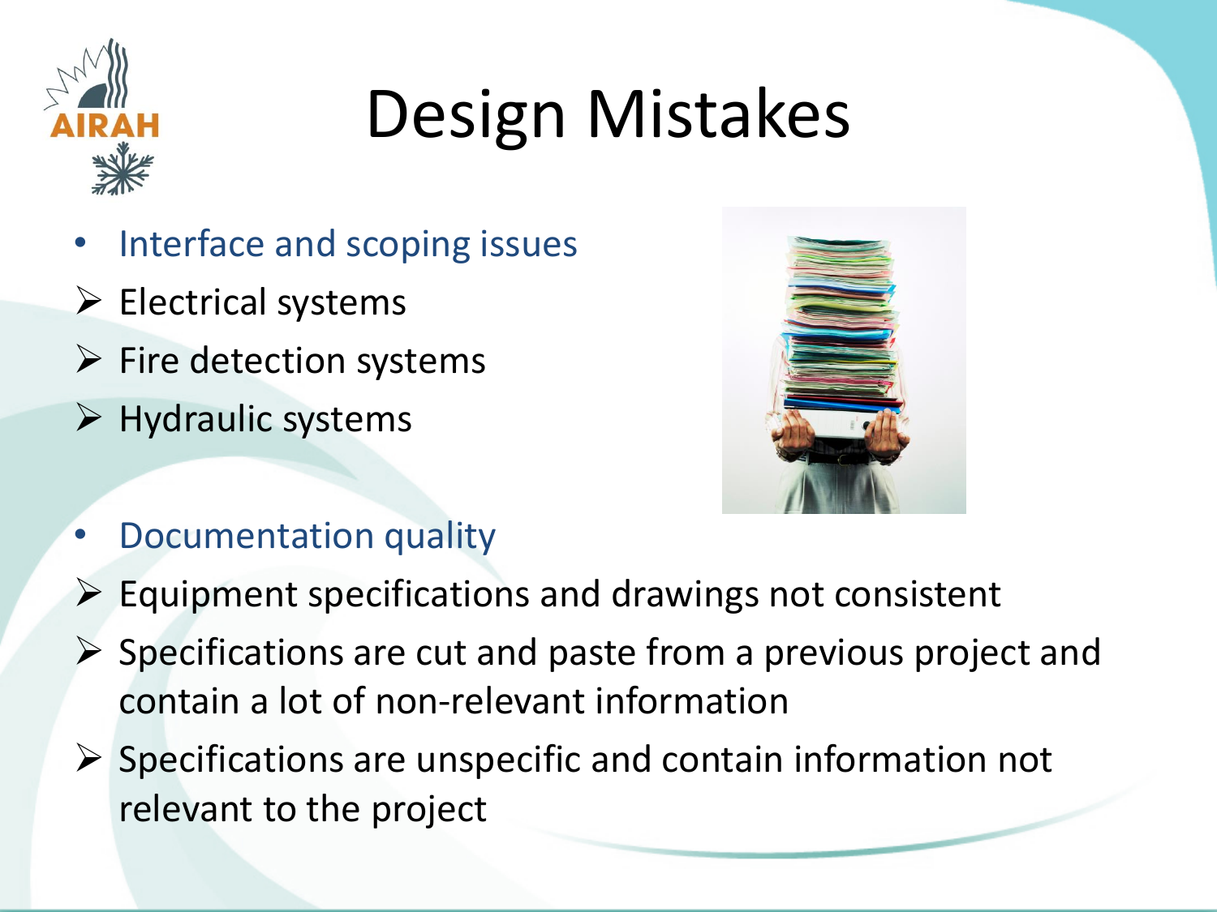# Design Mistakes

- Interface and scoping issues
  - Electrical systems
  - Fire detection systems
  - Hydraulic systems

- Documentation quality
  - Equipment specifications and drawings not consistent
  - Specifications are cut and paste from a previous project and contain a lot of non-relevant information
  - Specifications are unspecific and contain information not relevant to the project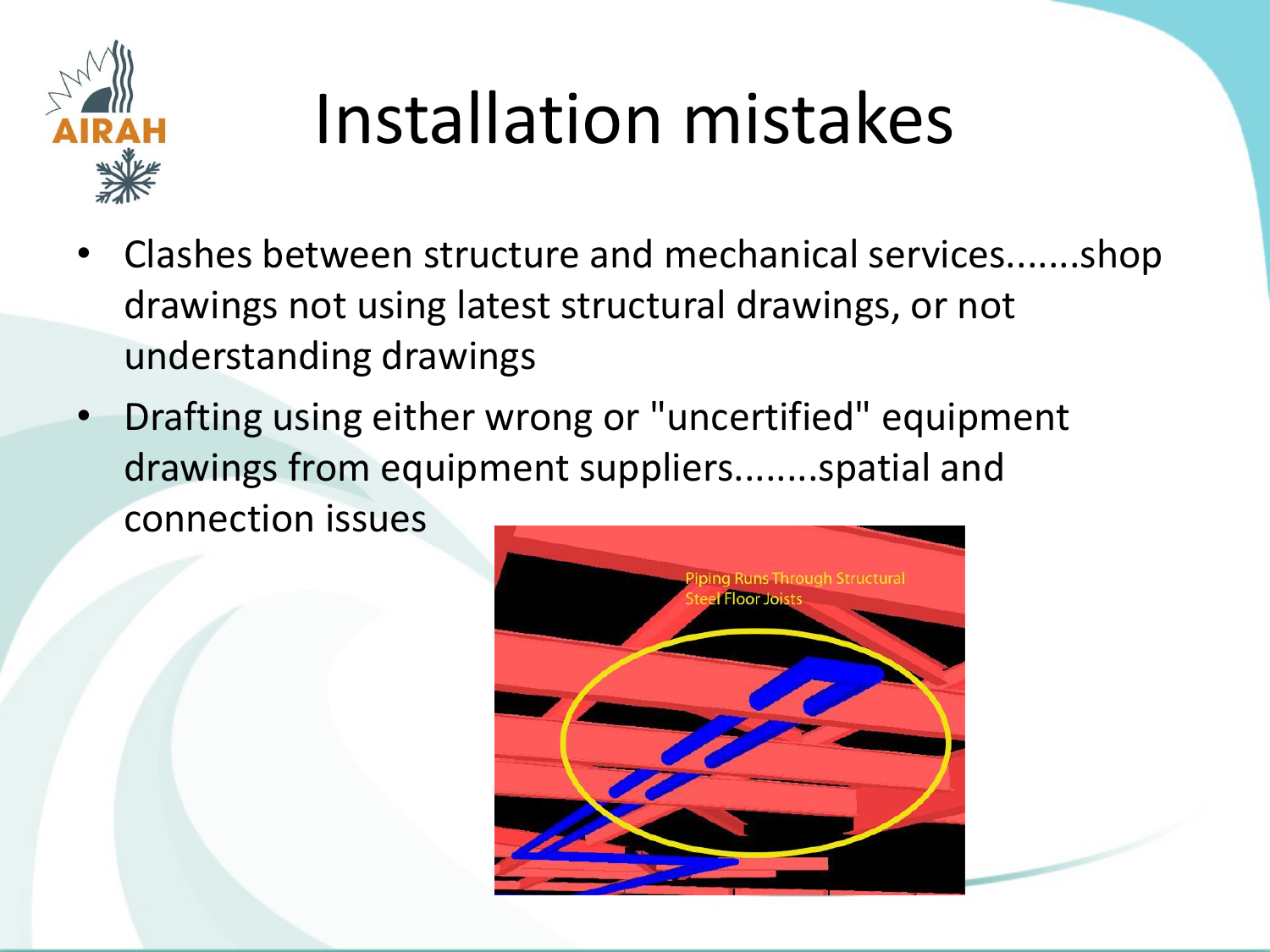# Installation mistakes

- Clashes between structure and mechanical services.......shop drawings not using latest structural drawings, or not understanding drawings
- Drafting using either wrong or "uncertified" equipment drawings from equipment suppliers........spatial and connection issues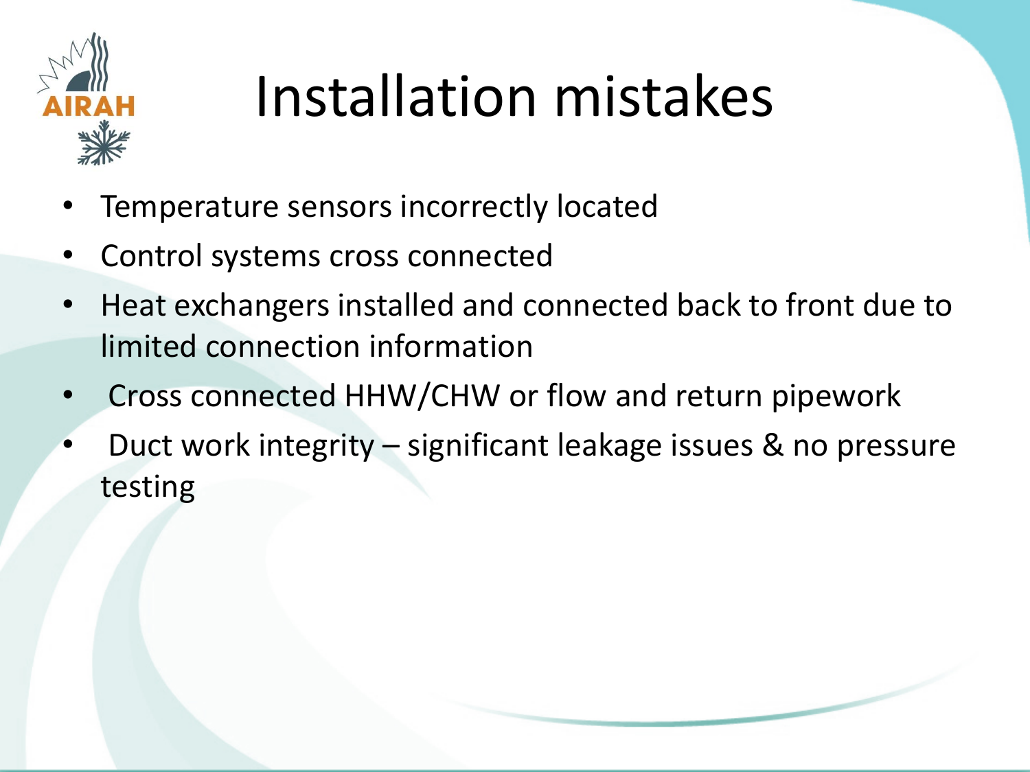# Installation mistakes

- Temperature sensors incorrectly located
- Control systems cross connected
- Heat exchangers installed and connected back to front due to limited connection information
- Cross connected HHW/CHW or flow and return pipework
- Duct work integrity – significant leakage issues & no pressure testing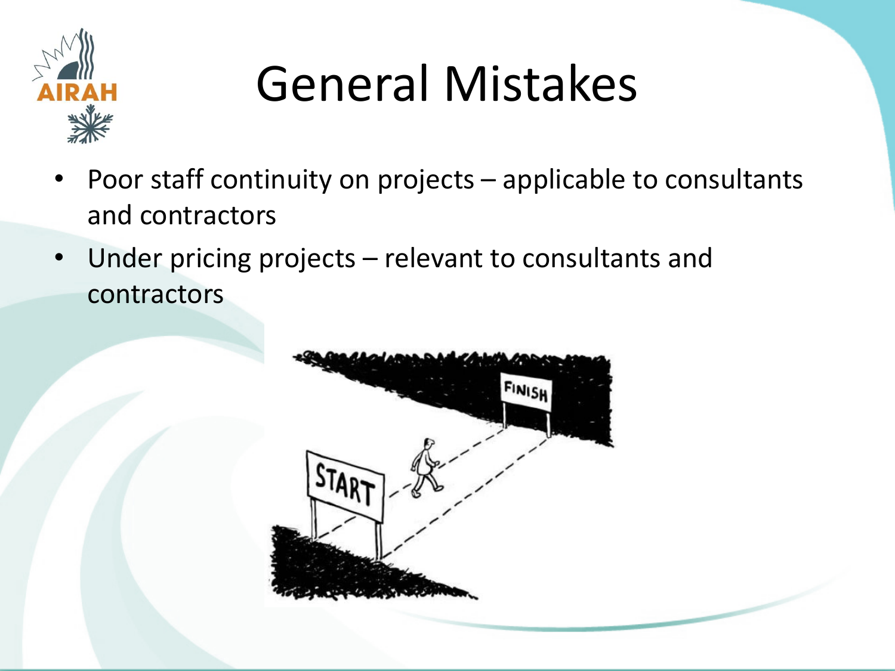# General Mistakes

- Poor staff continuity on projects – applicable to consultants and contractors
- Under pricing projects – relevant to consultants and contractors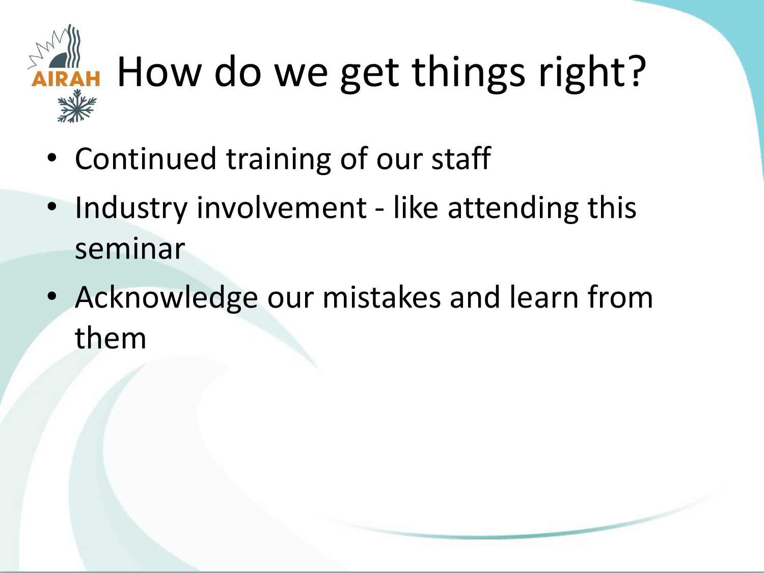# How do we get things right?

- Continued training of our staff
- Industry involvement - like attending this seminar
- Acknowledge our mistakes and learn from them